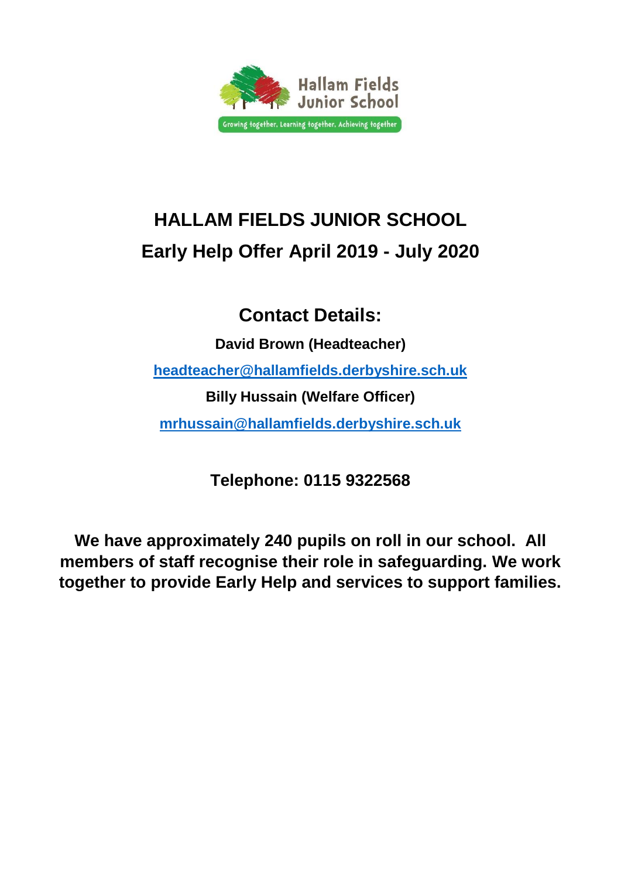# HALLAM FIELDS JUNIOR SCHOOL

## Early Help Offer April 2019 - July 2020

## Contact Details:

**David Brown (Headteacher)**

**[headteacher@hallamfields.derbyshire.sch.uk](mailto:headteacher@hallamfields.derbyshire.sch.uk)**

**Billy Hussain (Welfare Officer)**

**[mrhussain@hallamfields.derbyshire.sch.uk](mailto:mrhussain@hallamfields.derbyshire.sch.uk)**

**Telephone: 0115 9322568**

**We have approximately 240 pupils on roll in our school. All members of staff recognise their role in safeguarding. We work together to provide Early Help and services to support families.**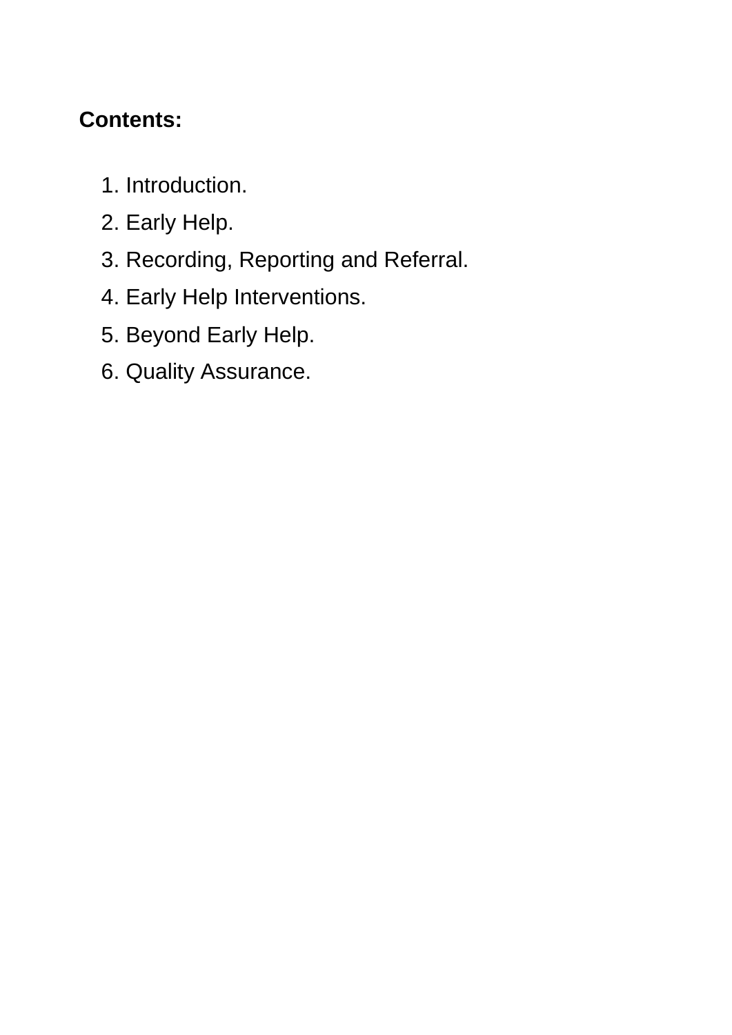**Contents:**

1. Introduction.
2. Early Help.
3. Recording, Reporting and Referral.
4. Early Help Interventions.
5. Beyond Early Help.
6. Quality Assurance.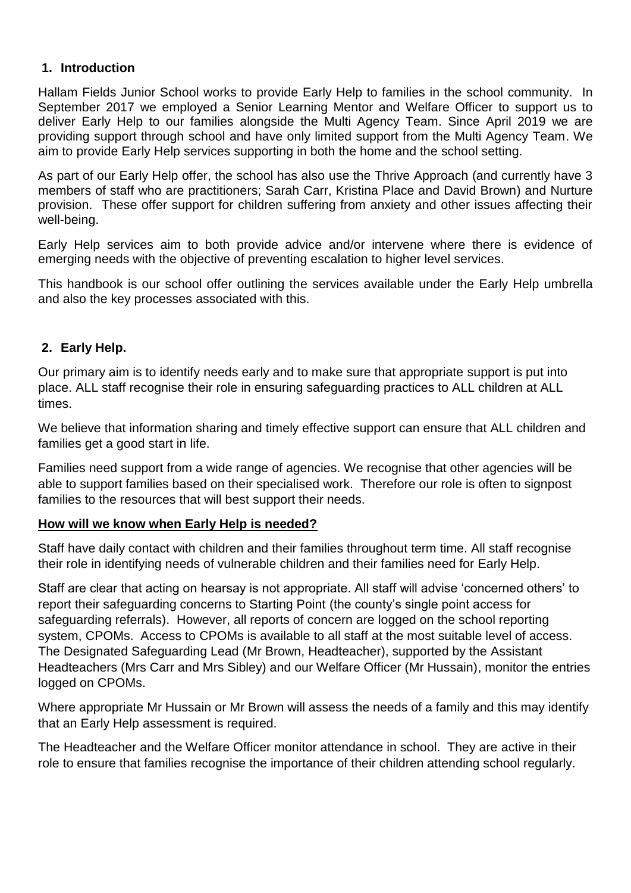## 1. Introduction

Hallam Fields Junior School works to provide Early Help to families in the school community. In September 2017 we employed a Senior Learning Mentor and Welfare Officer to support us to deliver Early Help to our families alongside the Multi Agency Team. Since April 2019 we are providing support through school and have only limited support from the Multi Agency Team. We aim to provide Early Help services supporting in both the home and the school setting.

As part of our Early Help offer, the school has also use the Thrive Approach (and currently have 3 members of staff who are practitioners; Sarah Carr, Kristina Place and David Brown) and Nurture provision. These offer support for children suffering from anxiety and other issues affecting their well-being.

Early Help services aim to both provide advice and/or intervene where there is evidence of emerging needs with the objective of preventing escalation to higher level services.

This handbook is our school offer outlining the services available under the Early Help umbrella and also the key processes associated with this.

## 2. Early Help.

Our primary aim is to identify needs early and to make sure that appropriate support is put into place. ALL staff recognise their role in ensuring safeguarding practices to ALL children at ALL times.

We believe that information sharing and timely effective support can ensure that ALL children and families get a good start in life.

Families need support from a wide range of agencies. We recognise that other agencies will be able to support families based on their specialised work. Therefore our role is often to signpost families to the resources that will best support their needs.

**How will we know when Early Help is needed?**

Staff have daily contact with children and their families throughout term time. All staff recognise their role in identifying needs of vulnerable children and their families need for Early Help.

Staff are clear that acting on hearsay is not appropriate. All staff will advise 'concerned others' to report their safeguarding concerns to Starting Point (the county's single point access for safeguarding referrals). However, all reports of concern are logged on the school reporting system, CPOMs. Access to CPOMs is available to all staff at the most suitable level of access. The Designated Safeguarding Lead (Mr Brown, Headteacher), supported by the Assistant Headteachers (Mrs Carr and Mrs Sibley) and our Welfare Officer (Mr Hussain), monitor the entries logged on CPOMs.

Where appropriate Mr Hussain or Mr Brown will assess the needs of a family and this may identify that an Early Help assessment is required.

The Headteacher and the Welfare Officer monitor attendance in school. They are active in their role to ensure that families recognise the importance of their children attending school regularly.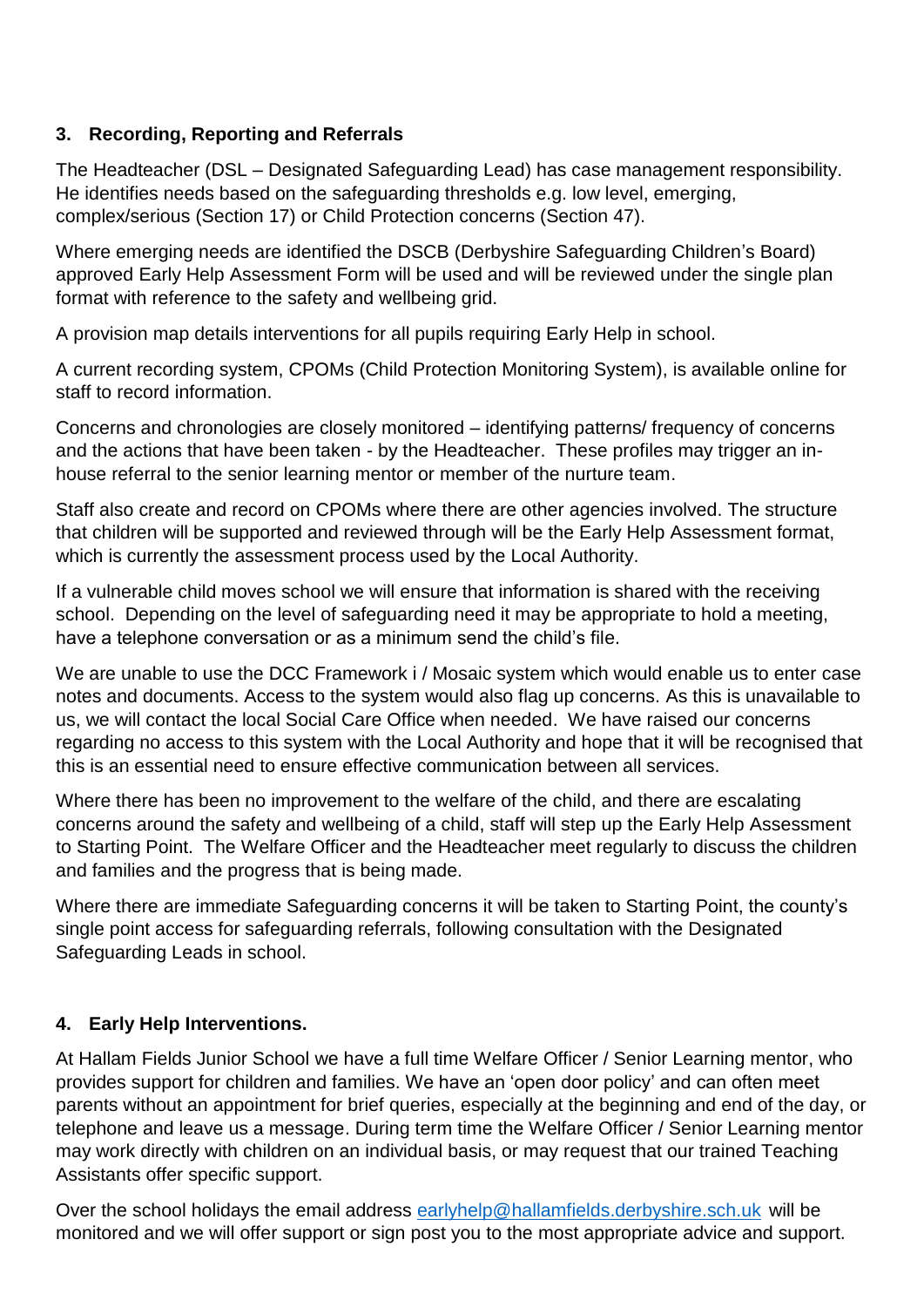### 3. Recording, Reporting and Referrals

The Headteacher (DSL – Designated Safeguarding Lead) has case management responsibility. He identifies needs based on the safeguarding thresholds e.g. low level, emerging, complex/serious (Section 17) or Child Protection concerns (Section 47).

Where emerging needs are identified the DSCB (Derbyshire Safeguarding Children's Board) approved Early Help Assessment Form will be used and will be reviewed under the single plan format with reference to the safety and wellbeing grid.

A provision map details interventions for all pupils requiring Early Help in school.

A current recording system, CPOMs (Child Protection Monitoring System), is available online for staff to record information.

Concerns and chronologies are closely monitored – identifying patterns/ frequency of concerns and the actions that have been taken - by the Headteacher. These profiles may trigger an in-house referral to the senior learning mentor or member of the nurture team.

Staff also create and record on CPOMs where there are other agencies involved. The structure that children will be supported and reviewed through will be the Early Help Assessment format, which is currently the assessment process used by the Local Authority.

If a vulnerable child moves school we will ensure that information is shared with the receiving school. Depending on the level of safeguarding need it may be appropriate to hold a meeting, have a telephone conversation or as a minimum send the child's file.

We are unable to use the DCC Framework i / Mosaic system which would enable us to enter case notes and documents. Access to the system would also flag up concerns. As this is unavailable to us, we will contact the local Social Care Office when needed. We have raised our concerns regarding no access to this system with the Local Authority and hope that it will be recognised that this is an essential need to ensure effective communication between all services.

Where there has been no improvement to the welfare of the child, and there are escalating concerns around the safety and wellbeing of a child, staff will step up the Early Help Assessment to Starting Point. The Welfare Officer and the Headteacher meet regularly to discuss the children and families and the progress that is being made.

Where there are immediate Safeguarding concerns it will be taken to Starting Point, the county's single point access for safeguarding referrals, following consultation with the Designated Safeguarding Leads in school.

### 4. Early Help Interventions.

At Hallam Fields Junior School we have a full time Welfare Officer / Senior Learning mentor, who provides support for children and families. We have an 'open door policy' and can often meet parents without an appointment for brief queries, especially at the beginning and end of the day, or telephone and leave us a message. During term time the Welfare Officer / Senior Learning mentor may work directly with children on an individual basis, or may request that our trained Teaching Assistants offer specific support.

Over the school holidays the email address earlyhelp@hallamfields.derbyshire.sch.uk will be monitored and we will offer support or sign post you to the most appropriate advice and support.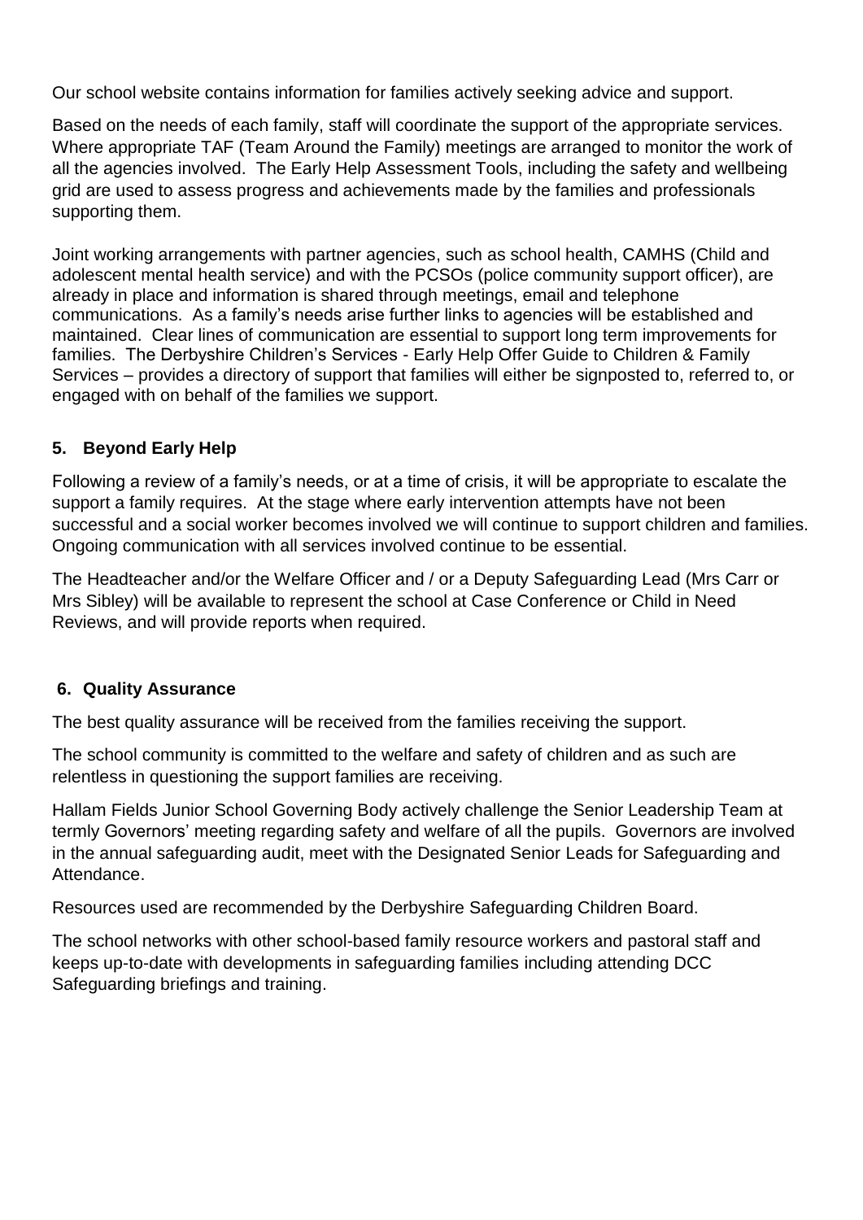Our school website contains information for families actively seeking advice and support.

Based on the needs of each family, staff will coordinate the support of the appropriate services. Where appropriate TAF (Team Around the Family) meetings are arranged to monitor the work of all the agencies involved. The Early Help Assessment Tools, including the safety and wellbeing grid are used to assess progress and achievements made by the families and professionals supporting them.

Joint working arrangements with partner agencies, such as school health, CAMHS (Child and adolescent mental health service) and with the PCSOs (police community support officer), are already in place and information is shared through meetings, email and telephone communications. As a family's needs arise further links to agencies will be established and maintained. Clear lines of communication are essential to support long term improvements for families. The Derbyshire Children's Services - Early Help Offer Guide to Children & Family Services – provides a directory of support that families will either be signposted to, referred to, or engaged with on behalf of the families we support.

## 5. Beyond Early Help

Following a review of a family's needs, or at a time of crisis, it will be appropriate to escalate the support a family requires. At the stage where early intervention attempts have not been successful and a social worker becomes involved we will continue to support children and families. Ongoing communication with all services involved continue to be essential.

The Headteacher and/or the Welfare Officer and / or a Deputy Safeguarding Lead (Mrs Carr or Mrs Sibley) will be available to represent the school at Case Conference or Child in Need Reviews, and will provide reports when required.

## 6. Quality Assurance

The best quality assurance will be received from the families receiving the support.

The school community is committed to the welfare and safety of children and as such are relentless in questioning the support families are receiving.

Hallam Fields Junior School Governing Body actively challenge the Senior Leadership Team at termly Governors' meeting regarding safety and welfare of all the pupils. Governors are involved in the annual safeguarding audit, meet with the Designated Senior Leads for Safeguarding and Attendance.

Resources used are recommended by the Derbyshire Safeguarding Children Board.

The school networks with other school-based family resource workers and pastoral staff and keeps up-to-date with developments in safeguarding families including attending DCC Safeguarding briefings and training.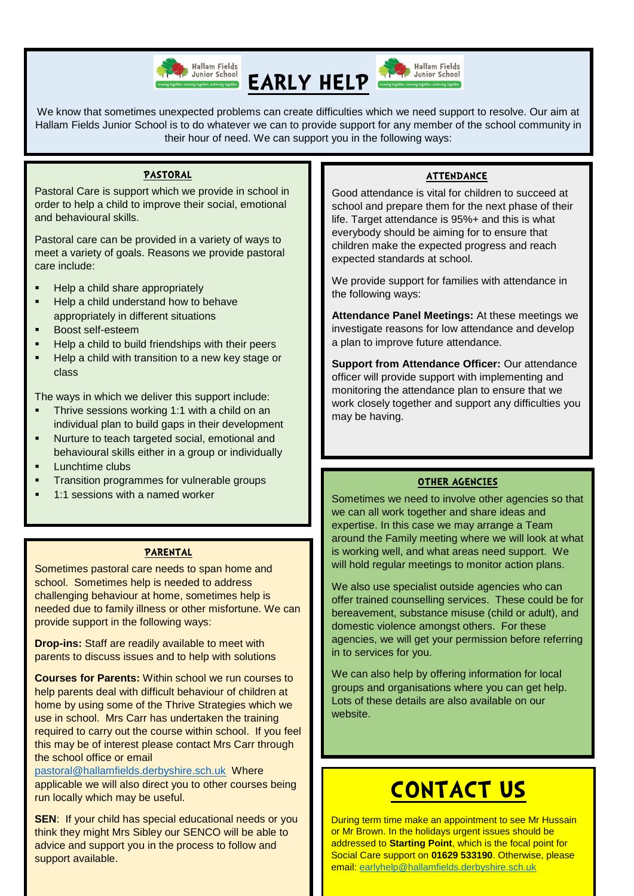# EARLY HELP

We know that sometimes unexpected problems can create difficulties which we need support to resolve. Our aim at Hallam Fields Junior School is to do whatever we can to provide support for any member of the school community in their hour of need. We can support you in the following ways:

## PASTORAL

Pastoral Care is support which we provide in school in order to help a child to improve their social, emotional and behavioural skills.

Pastoral care can be provided in a variety of ways to meet a variety of goals. Reasons we provide pastoral care include:

- Help a child share appropriately
- Help a child understand how to behave appropriately in different situations
- Boost self-esteem
- Help a child to build friendships with their peers
- Help a child with transition to a new key stage or class

The ways in which we deliver this support include:

- Thrive sessions working 1:1 with a child on an individual plan to build gaps in their development
- Nurture to teach targeted social, emotional and behavioural skills either in a group or individually
- Lunchtime clubs
- Transition programmes for vulnerable groups
- 1:1 sessions with a named worker

## PARENTAL

Sometimes pastoral care needs to span home and school. Sometimes help is needed to address challenging behaviour at home, sometimes help is needed due to family illness or other misfortune. We can provide support in the following ways:

**Drop-ins:** Staff are readily available to meet with parents to discuss issues and to help with solutions

**Courses for Parents:** Within school we run courses to help parents deal with difficult behaviour of children at home by using some of the Thrive Strategies which we use in school. Mrs Carr has undertaken the training required to carry out the course within school. If you feel this may be of interest please contact Mrs Carr through the school office or email pastoral@hallamfields.derbyshire.sch.uk Where applicable we will also direct you to other courses being run locally which may be useful.

**SEN**: If your child has special educational needs or you think they might Mrs Sibley our SENCO will be able to advice and support you in the process to follow and support available.

## ATTENDANCE

Good attendance is vital for children to succeed at school and prepare them for the next phase of their life. Target attendance is 95%+ and this is what everybody should be aiming for to ensure that children make the expected progress and reach expected standards at school.

We provide support for families with attendance in the following ways:

**Attendance Panel Meetings:** At these meetings we investigate reasons for low attendance and develop a plan to improve future attendance.

**Support from Attendance Officer:** Our attendance officer will provide support with implementing and monitoring the attendance plan to ensure that we work closely together and support any difficulties you may be having.

## OTHER AGENCIES

Sometimes we need to involve other agencies so that we can all work together and share ideas and expertise. In this case we may arrange a Team around the Family meeting where we will look at what is working well, and what areas need support. We will hold regular meetings to monitor action plans.

We also use specialist outside agencies who can offer trained counselling services. These could be for bereavement, substance misuse (child or adult), and domestic violence amongst others. For these agencies, we will get your permission before referring in to services for you.

We can also help by offering information for local groups and organisations where you can get help. Lots of these details are also available on our website.

## CONTACT US

During term time make an appointment to see Mr Hussain or Mr Brown. In the holidays urgent issues should be addressed to **Starting Point**, which is the focal point for Social Care support on **01629 533190**. Otherwise, please email: earlyhelp@hallamfields.derbyshire.sch.uk